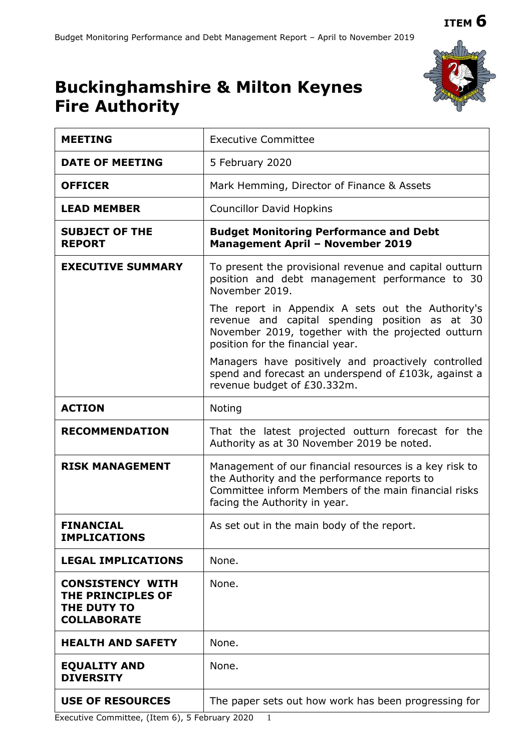**ITEM 6**

# Buckinghamshire & Milton Keynes Fire Authority

| | |
|---|---|
| **MEETING** | Executive Committee |
| **DATE OF MEETING** | 5 February 2020 |
| **OFFICER** | Mark Hemming, Director of Finance & Assets |
| **LEAD MEMBER** | Councillor David Hopkins |
| **SUBJECT OF THE REPORT** | **Budget Monitoring Performance and Debt Management April – November 2019** |
| **EXECUTIVE SUMMARY** | To present the provisional revenue and capital outturn position and debt management performance to 30 November 2019.<br><br>The report in Appendix A sets out the Authority's revenue and capital spending position as at 30 November 2019, together with the projected outturn position for the financial year.<br><br>Managers have positively and proactively controlled spend and forecast an underspend of £103k, against a revenue budget of £30.332m. |
| **ACTION** | Noting |
| **RECOMMENDATION** | That the latest projected outturn forecast for the Authority as at 30 November 2019 be noted. |
| **RISK MANAGEMENT** | Management of our financial resources is a key risk to the Authority and the performance reports to Committee inform Members of the main financial risks facing the Authority in year. |
| **FINANCIAL IMPLICATIONS** | As set out in the main body of the report. |
| **LEGAL IMPLICATIONS** | None. |
| **CONSISTENCY WITH THE PRINCIPLES OF THE DUTY TO COLLABORATE** | None. |
| **HEALTH AND SAFETY** | None. |
| **EQUALITY AND DIVERSITY** | None. |
| **USE OF RESOURCES** | The paper sets out how work has been progressing for |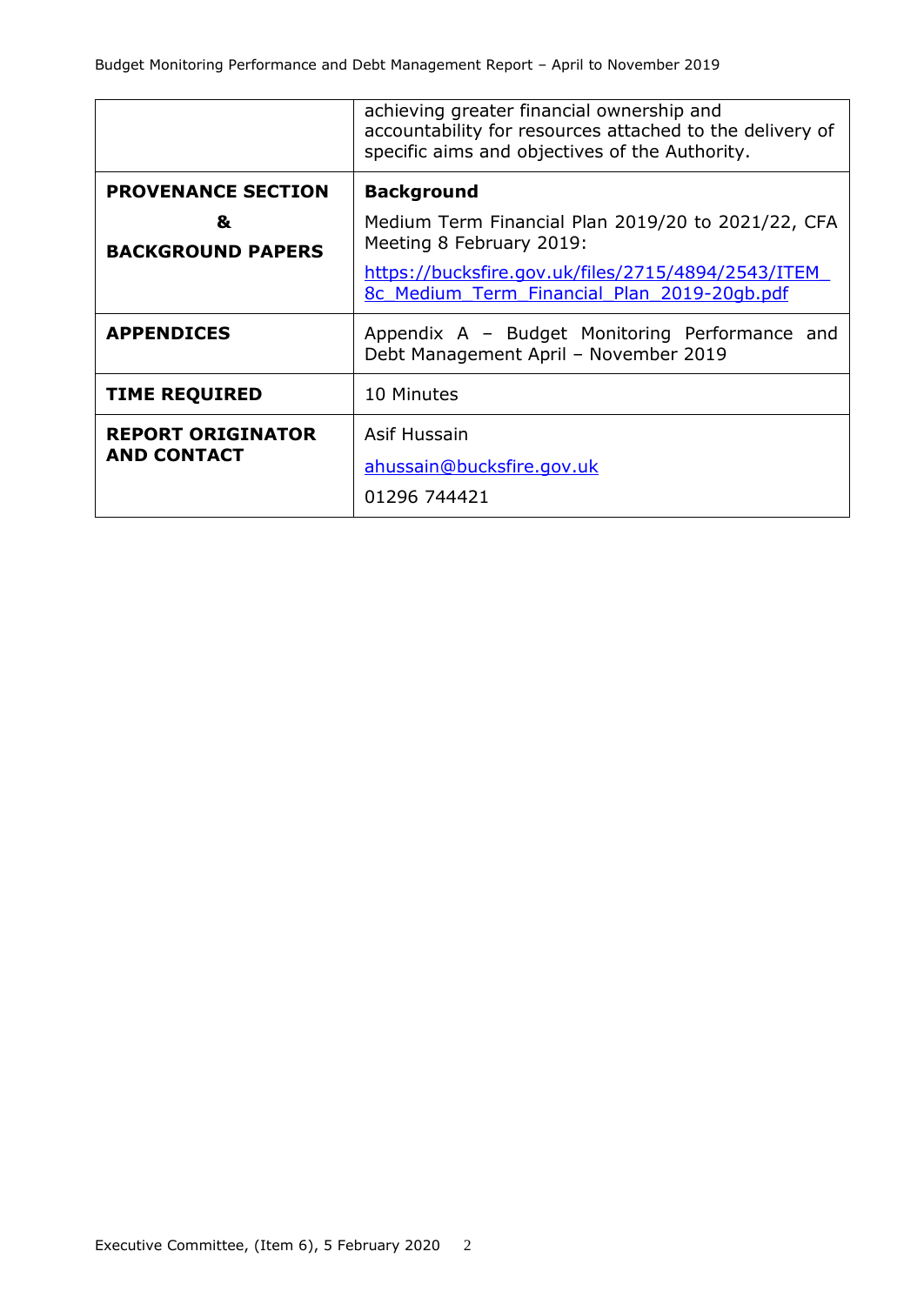|  |  |
|---|---|
|  | achieving greater financial ownership and accountability for resources attached to the delivery of specific aims and objectives of the Authority. |
| **PROVENANCE SECTION & BACKGROUND PAPERS** | **Background**<br><br>Medium Term Financial Plan 2019/20 to 2021/22, CFA Meeting 8 February 2019:<br><br>https://bucksfire.gov.uk/files/2715/4894/2543/ITEM_8c_Medium_Term_Financial_Plan_2019-20gb.pdf |
| **APPENDICES** | Appendix A – Budget Monitoring Performance and Debt Management April – November 2019 |
| **TIME REQUIRED** | 10 Minutes |
| **REPORT ORIGINATOR AND CONTACT** | Asif Hussain<br><br>ahussain@bucksfire.gov.uk<br><br>01296 744421 |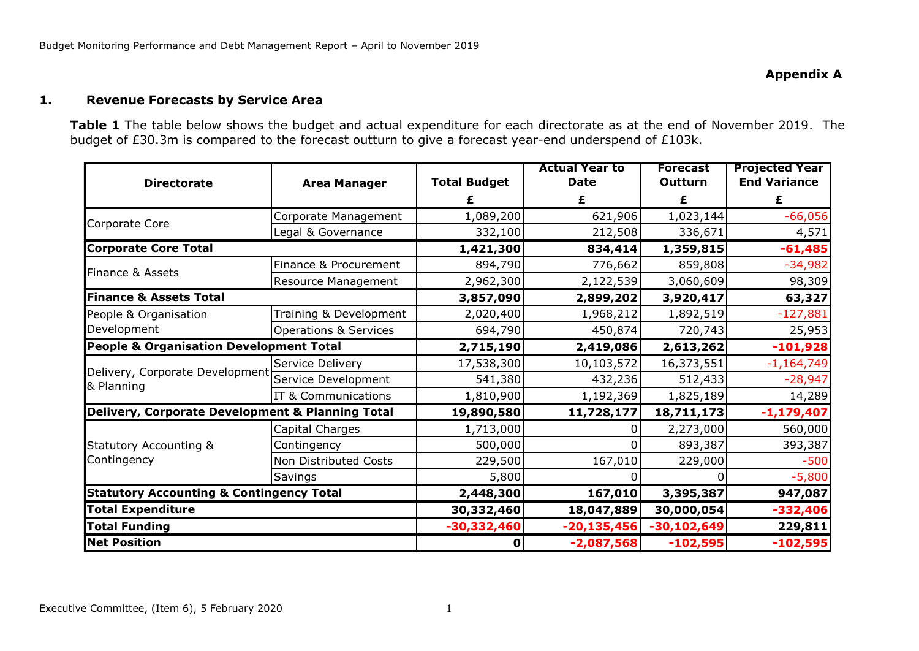**Appendix A**

## 1. Revenue Forecasts by Service Area

**Table 1** The table below shows the budget and actual expenditure for each directorate as at the end of November 2019. The budget of £30.3m is compared to the forecast outturn to give a forecast year-end underspend of £103k.

| Directorate | Area Manager | Total Budget £ | Actual Year to Date £ | Forecast Outturn £ | Projected Year End Variance £ |
|---|---|---|---|---|---|
| Corporate Core | Corporate Management | 1,089,200 | 621,906 | 1,023,144 | -66,056 |
| | Legal & Governance | 332,100 | 212,508 | 336,671 | 4,571 |
| **Corporate Core Total** | | **1,421,300** | **834,414** | **1,359,815** | **-61,485** |
| Finance & Assets | Finance & Procurement | 894,790 | 776,662 | 859,808 | -34,982 |
| | Resource Management | 2,962,300 | 2,122,539 | 3,060,609 | 98,309 |
| **Finance & Assets Total** | | **3,857,090** | **2,899,202** | **3,920,417** | **63,327** |
| People & Organisation Development | Training & Development | 2,020,400 | 1,968,212 | 1,892,519 | -127,881 |
| | Operations & Services | 694,790 | 450,874 | 720,743 | 25,953 |
| **People & Organisation Development Total** | | **2,715,190** | **2,419,086** | **2,613,262** | **-101,928** |
| Delivery, Corporate Development & Planning | Service Delivery | 17,538,300 | 10,103,572 | 16,373,551 | -1,164,749 |
| | Service Development | 541,380 | 432,236 | 512,433 | -28,947 |
| | IT & Communications | 1,810,900 | 1,192,369 | 1,825,189 | 14,289 |
| **Delivery, Corporate Development & Planning Total** | | **19,890,580** | **11,728,177** | **18,711,173** | **-1,179,407** |
| Statutory Accounting & Contingency | Capital Charges | 1,713,000 | 0 | 2,273,000 | 560,000 |
| | Contingency | 500,000 | 0 | 893,387 | 393,387 |
| | Non Distributed Costs | 229,500 | 167,010 | 229,000 | -500 |
| | Savings | 5,800 | 0 | 0 | -5,800 |
| **Statutory Accounting & Contingency Total** | | **2,448,300** | **167,010** | **3,395,387** | **947,087** |
| **Total Expenditure** | | **30,332,460** | **18,047,889** | **30,000,054** | **-332,406** |
| **Total Funding** | | **-30,332,460** | **-20,135,456** | **-30,102,649** | **229,811** |
| **Net Position** | | **0** | **-2,087,568** | **-102,595** | **-102,595** |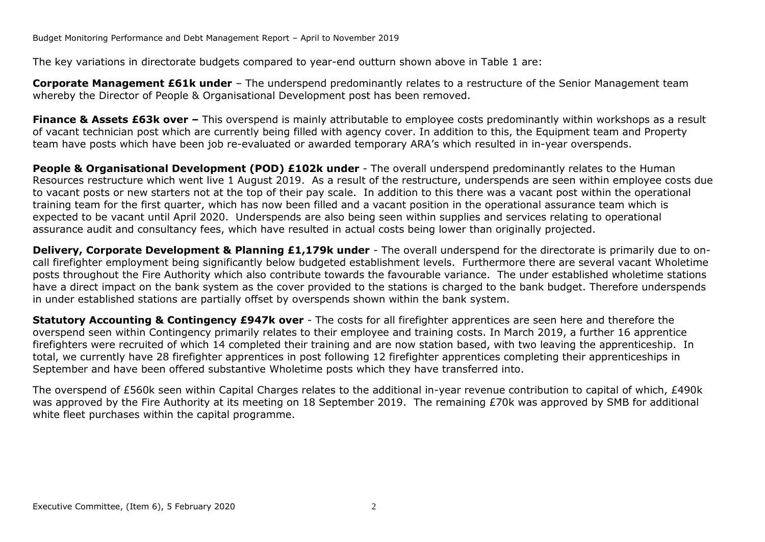The key variations in directorate budgets compared to year-end outturn shown above in Table 1 are:

**Corporate Management £61k under** – The underspend predominantly relates to a restructure of the Senior Management team whereby the Director of People & Organisational Development post has been removed.

**Finance & Assets £63k over –** This overspend is mainly attributable to employee costs predominantly within workshops as a result of vacant technician post which are currently being filled with agency cover. In addition to this, the Equipment team and Property team have posts which have been job re-evaluated or awarded temporary ARA's which resulted in in-year overspends.

**People & Organisational Development (POD) £102k under** - The overall underspend predominantly relates to the Human Resources restructure which went live 1 August 2019. As a result of the restructure, underspends are seen within employee costs due to vacant posts or new starters not at the top of their pay scale. In addition to this there was a vacant post within the operational training team for the first quarter, which has now been filled and a vacant position in the operational assurance team which is expected to be vacant until April 2020. Underspends are also being seen within supplies and services relating to operational assurance audit and consultancy fees, which have resulted in actual costs being lower than originally projected.

**Delivery, Corporate Development & Planning £1,179k under** - The overall underspend for the directorate is primarily due to on-call firefighter employment being significantly below budgeted establishment levels. Furthermore there are several vacant Wholetime posts throughout the Fire Authority which also contribute towards the favourable variance. The under established wholetime stations have a direct impact on the bank system as the cover provided to the stations is charged to the bank budget. Therefore underspends in under established stations are partially offset by overspends shown within the bank system.

**Statutory Accounting & Contingency £947k over** - The costs for all firefighter apprentices are seen here and therefore the overspend seen within Contingency primarily relates to their employee and training costs. In March 2019, a further 16 apprentice firefighters were recruited of which 14 completed their training and are now station based, with two leaving the apprenticeship. In total, we currently have 28 firefighter apprentices in post following 12 firefighter apprentices completing their apprenticeships in September and have been offered substantive Wholetime posts which they have transferred into.

The overspend of £560k seen within Capital Charges relates to the additional in-year revenue contribution to capital of which, £490k was approved by the Fire Authority at its meeting on 18 September 2019. The remaining £70k was approved by SMB for additional white fleet purchases within the capital programme.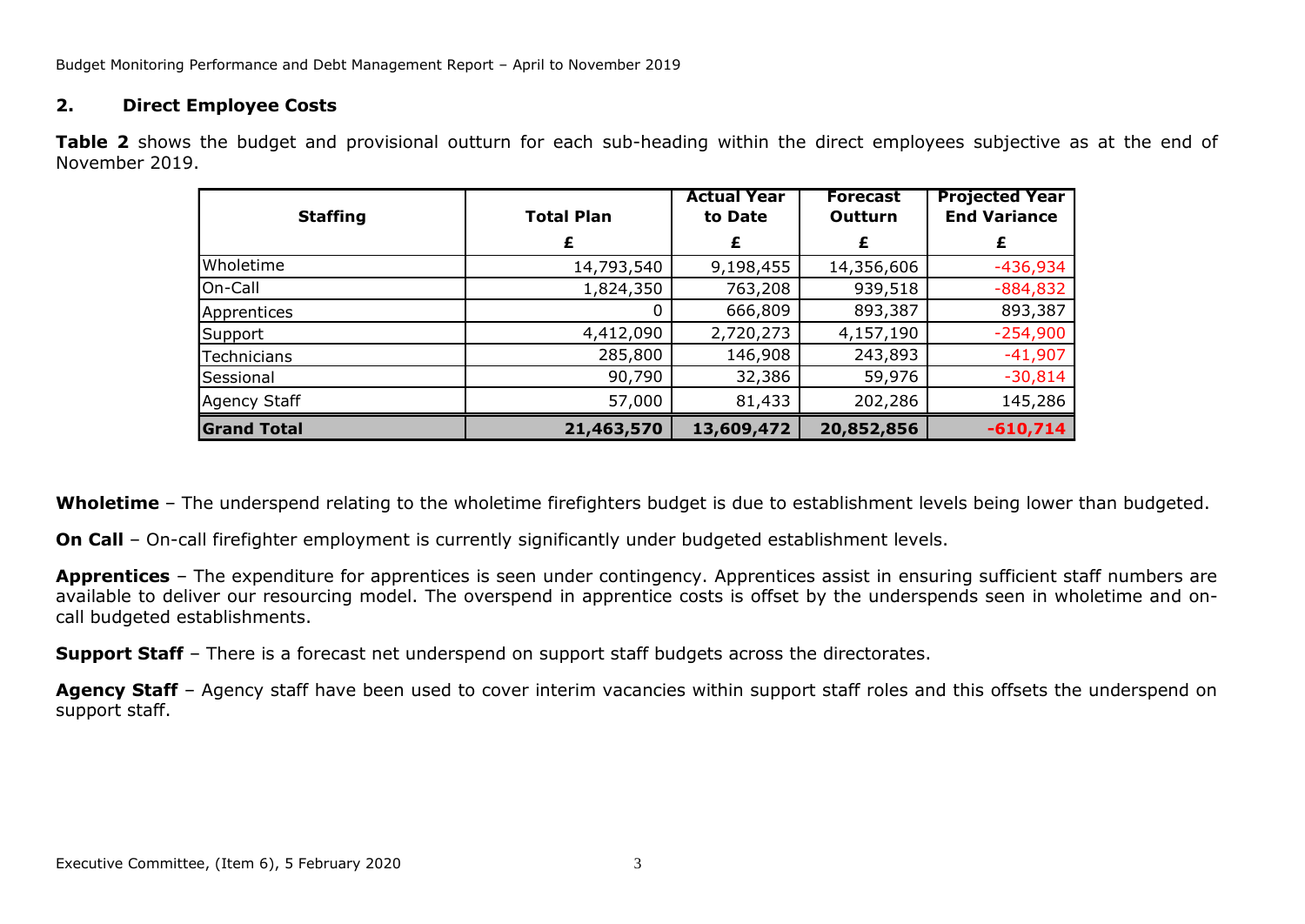## 2. Direct Employee Costs

**Table 2** shows the budget and provisional outturn for each sub-heading within the direct employees subjective as at the end of November 2019.

| Staffing | Total Plan | Actual Year to Date | Forecast Outturn | Projected Year End Variance |
|---|---|---|---|---|
| | £ | £ | £ | £ |
| Wholetime | 14,793,540 | 9,198,455 | 14,356,606 | -436,934 |
| On-Call | 1,824,350 | 763,208 | 939,518 | -884,832 |
| Apprentices | 0 | 666,809 | 893,387 | 893,387 |
| Support | 4,412,090 | 2,720,273 | 4,157,190 | -254,900 |
| Technicians | 285,800 | 146,908 | 243,893 | -41,907 |
| Sessional | 90,790 | 32,386 | 59,976 | -30,814 |
| Agency Staff | 57,000 | 81,433 | 202,286 | 145,286 |
| **Grand Total** | **21,463,570** | **13,609,472** | **20,852,856** | **-610,714** |

**Wholetime** – The underspend relating to the wholetime firefighters budget is due to establishment levels being lower than budgeted.

**On Call** – On-call firefighter employment is currently significantly under budgeted establishment levels.

**Apprentices** – The expenditure for apprentices is seen under contingency. Apprentices assist in ensuring sufficient staff numbers are available to deliver our resourcing model. The overspend in apprentice costs is offset by the underspends seen in wholetime and on-call budgeted establishments.

**Support Staff** – There is a forecast net underspend on support staff budgets across the directorates.

**Agency Staff** – Agency staff have been used to cover interim vacancies within support staff roles and this offsets the underspend on support staff.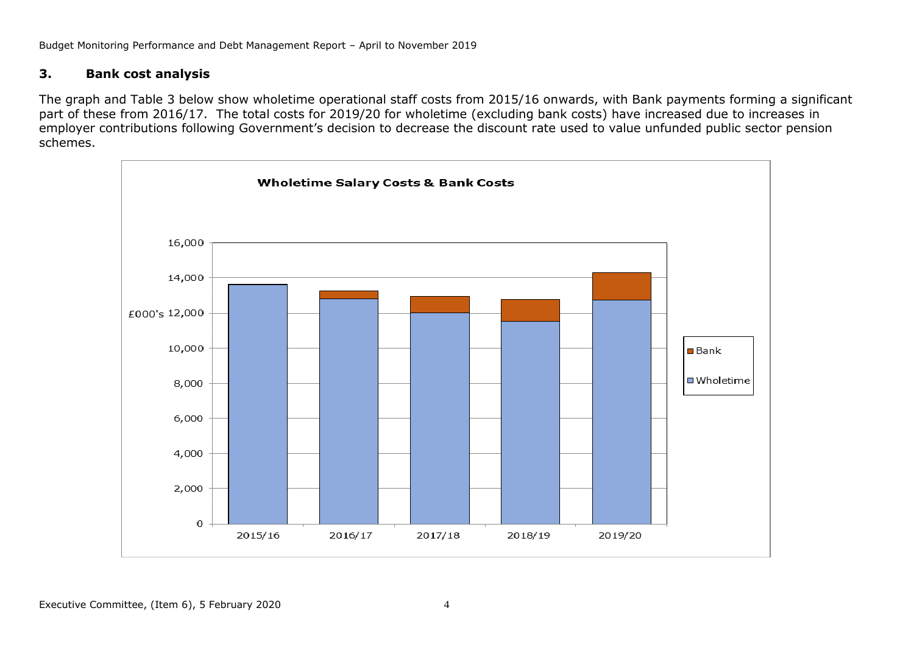## 3. Bank cost analysis

The graph and Table 3 below show wholetime operational staff costs from 2015/16 onwards, with Bank payments forming a significant part of these from 2016/17. The total costs for 2019/20 for wholetime (excluding bank costs) have increased due to increases in employer contributions following Government's decision to decrease the discount rate used to value unfunded public sector pension schemes.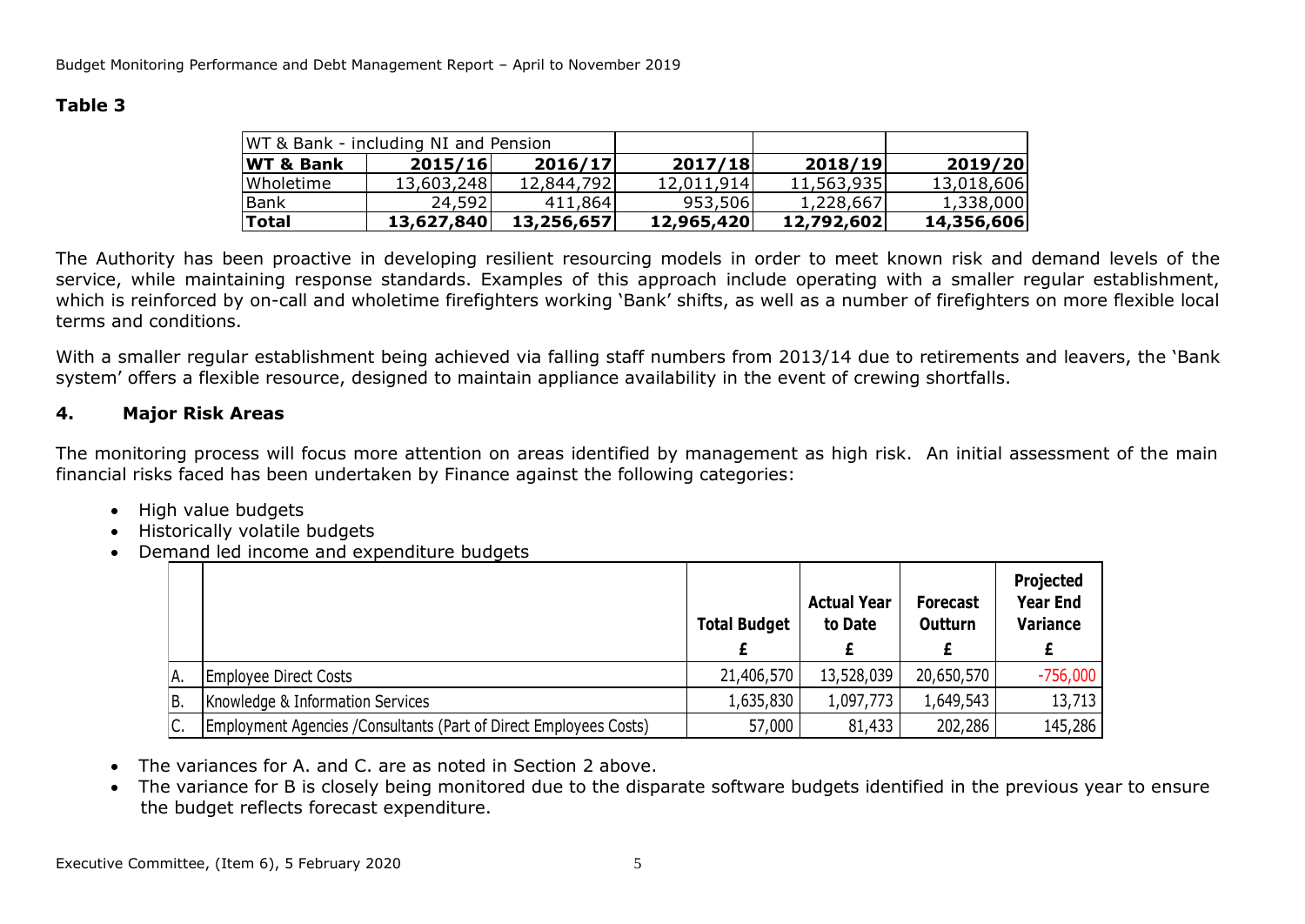**Table 3**

| WT & Bank - including NI and Pension | | | | | |
|---|---|---|---|---|---|
| **WT & Bank** | **2015/16** | **2016/17** | **2017/18** | **2018/19** | **2019/20** |
| Wholetime | 13,603,248 | 12,844,792 | 12,011,914 | 11,563,935 | 13,018,606 |
| Bank | 24,592 | 411,864 | 953,506 | 1,228,667 | 1,338,000 |
| **Total** | **13,627,840** | **13,256,657** | **12,965,420** | **12,792,602** | **14,356,606** |

The Authority has been proactive in developing resilient resourcing models in order to meet known risk and demand levels of the service, while maintaining response standards. Examples of this approach include operating with a smaller regular establishment, which is reinforced by on-call and wholetime firefighters working 'Bank' shifts, as well as a number of firefighters on more flexible local terms and conditions.

With a smaller regular establishment being achieved via falling staff numbers from 2013/14 due to retirements and leavers, the 'Bank system' offers a flexible resource, designed to maintain appliance availability in the event of crewing shortfalls.

## 4. Major Risk Areas

The monitoring process will focus more attention on areas identified by management as high risk. An initial assessment of the main financial risks faced has been undertaken by Finance against the following categories:

- High value budgets
- Historically volatile budgets
- Demand led income and expenditure budgets

| | | Total Budget £ | Actual Year to Date £ | Forecast Outturn £ | Projected Year End Variance £ |
|---|---|---|---|---|---|
| A. | Employee Direct Costs | 21,406,570 | 13,528,039 | 20,650,570 | -756,000 |
| B. | Knowledge & Information Services | 1,635,830 | 1,097,773 | 1,649,543 | 13,713 |
| C. | Employment Agencies /Consultants (Part of Direct Employees Costs) | 57,000 | 81,433 | 202,286 | 145,286 |

- The variances for A. and C. are as noted in Section 2 above.
- The variance for B is closely being monitored due to the disparate software budgets identified in the previous year to ensure the budget reflects forecast expenditure.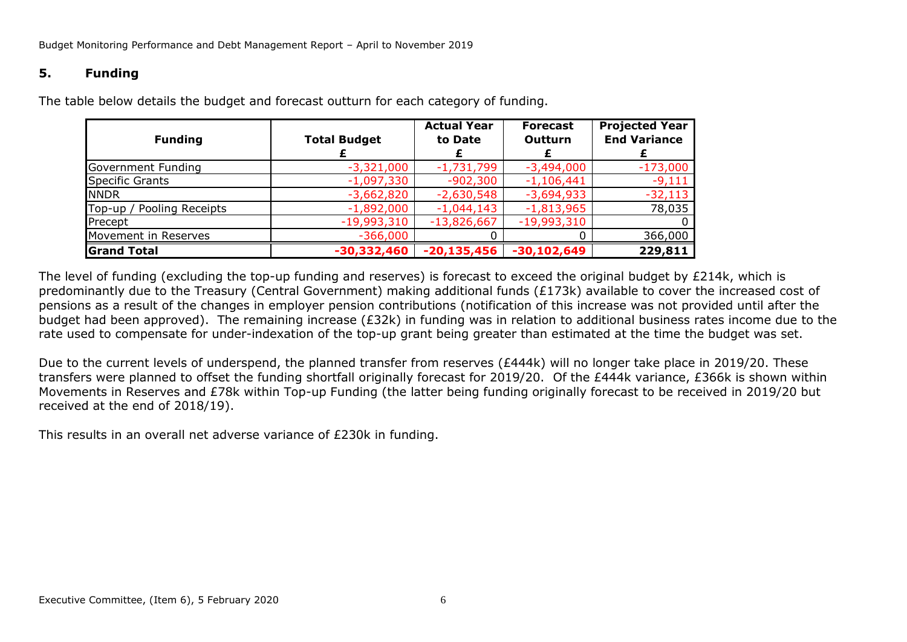## 5. Funding

The table below details the budget and forecast outturn for each category of funding.

| Funding | Total Budget<br>£ | Actual Year to Date<br>£ | Forecast Outturn<br>£ | Projected Year End Variance<br>£ |
|---|---|---|---|---|
| Government Funding | -3,321,000 | -1,731,799 | -3,494,000 | -173,000 |
| Specific Grants | -1,097,330 | -902,300 | -1,106,441 | -9,111 |
| NNDR | -3,662,820 | -2,630,548 | -3,694,933 | -32,113 |
| Top-up / Pooling Receipts | -1,892,000 | -1,044,143 | -1,813,965 | 78,035 |
| Precept | -19,993,310 | -13,826,667 | -19,993,310 | 0 |
| Movement in Reserves | -366,000 | 0 | 0 | 366,000 |
| **Grand Total** | **-30,332,460** | **-20,135,456** | **-30,102,649** | **229,811** |

The level of funding (excluding the top-up funding and reserves) is forecast to exceed the original budget by £214k, which is predominantly due to the Treasury (Central Government) making additional funds (£173k) available to cover the increased cost of pensions as a result of the changes in employer pension contributions (notification of this increase was not provided until after the budget had been approved). The remaining increase (£32k) in funding was in relation to additional business rates income due to the rate used to compensate for under-indexation of the top-up grant being greater than estimated at the time the budget was set.

Due to the current levels of underspend, the planned transfer from reserves (£444k) will no longer take place in 2019/20. These transfers were planned to offset the funding shortfall originally forecast for 2019/20. Of the £444k variance, £366k is shown within Movements in Reserves and £78k within Top-up Funding (the latter being funding originally forecast to be received in 2019/20 but received at the end of 2018/19).

This results in an overall net adverse variance of £230k in funding.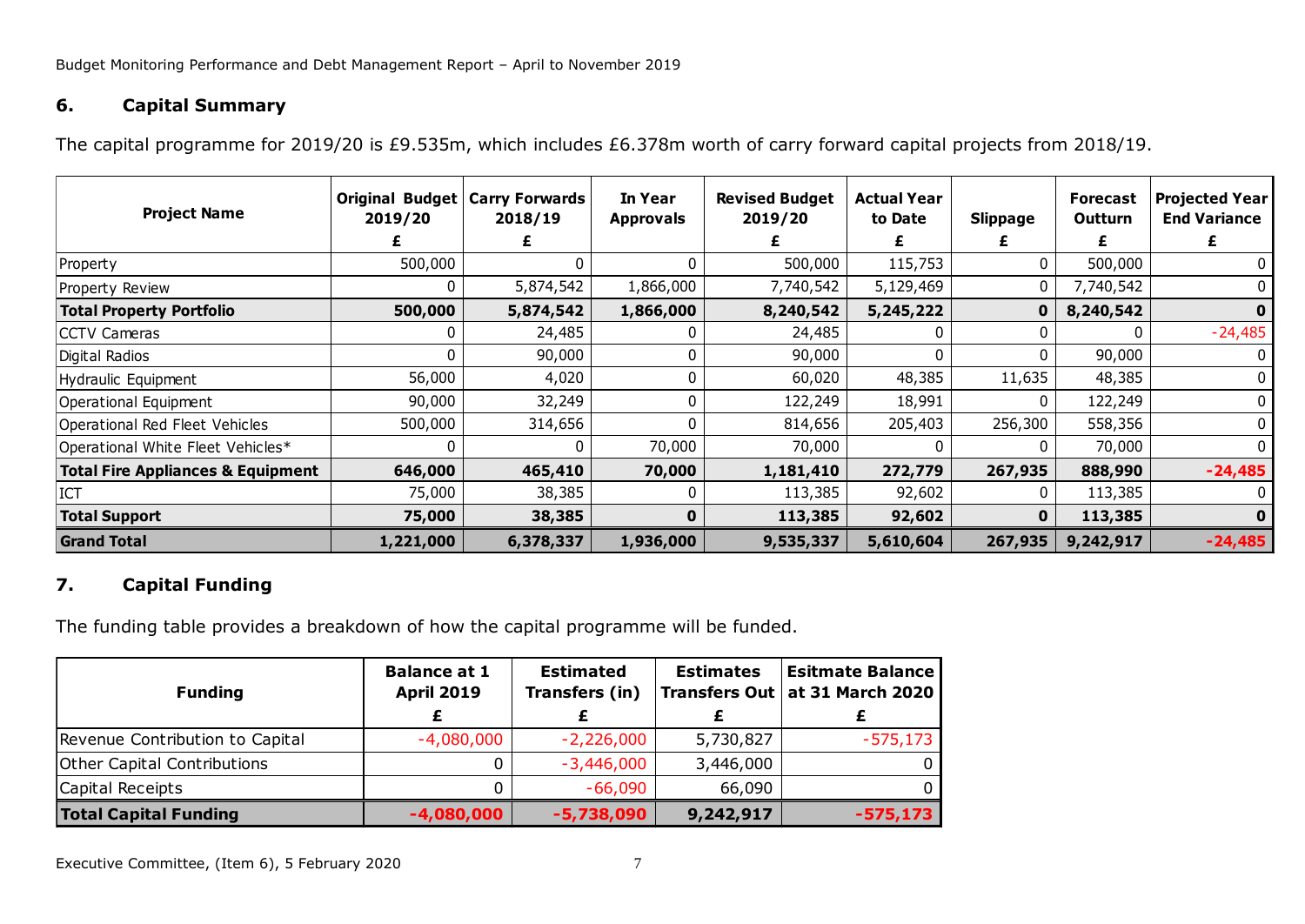## 6. Capital Summary

The capital programme for 2019/20 is £9.535m, which includes £6.378m worth of carry forward capital projects from 2018/19.

| Project Name | Original Budget 2019/20 £ | Carry Forwards 2018/19 £ | In Year Approvals | Revised Budget 2019/20 £ | Actual Year to Date £ | Slippage £ | Forecast Outturn £ | Projected Year End Variance £ |
|---|---|---|---|---|---|---|---|---|
| Property | 500,000 | 0 | 0 | 500,000 | 115,753 | 0 | 500,000 | 0 |
| Property Review | 0 | 5,874,542 | 1,866,000 | 7,740,542 | 5,129,469 | 0 | 7,740,542 | 0 |
| **Total Property Portfolio** | **500,000** | **5,874,542** | **1,866,000** | **8,240,542** | **5,245,222** | **0** | **8,240,542** | **0** |
| CCTV Cameras | 0 | 24,485 | 0 | 24,485 | 0 | 0 | 0 | -24,485 |
| Digital Radios | 0 | 90,000 | 0 | 90,000 | 0 | 0 | 90,000 | 0 |
| Hydraulic Equipment | 56,000 | 4,020 | 0 | 60,020 | 48,385 | 11,635 | 48,385 | 0 |
| Operational Equipment | 90,000 | 32,249 | 0 | 122,249 | 18,991 | 0 | 122,249 | 0 |
| Operational Red Fleet Vehicles | 500,000 | 314,656 | 0 | 814,656 | 205,403 | 256,300 | 558,356 | 0 |
| Operational White Fleet Vehicles* | 0 | 0 | 70,000 | 70,000 | 0 | 0 | 70,000 | 0 |
| **Total Fire Appliances & Equipment** | **646,000** | **465,410** | **70,000** | **1,181,410** | **272,779** | **267,935** | **888,990** | **-24,485** |
| ICT | 75,000 | 38,385 | 0 | 113,385 | 92,602 | 0 | 113,385 | 0 |
| **Total Support** | **75,000** | **38,385** | **0** | **113,385** | **92,602** | **0** | **113,385** | **0** |
| **Grand Total** | **1,221,000** | **6,378,337** | **1,936,000** | **9,535,337** | **5,610,604** | **267,935** | **9,242,917** | **-24,485** |

## 7. Capital Funding

The funding table provides a breakdown of how the capital programme will be funded.

| Funding | Balance at 1 April 2019 £ | Estimated Transfers (in) £ | Estimates Transfers Out £ | Esitmate Balance at 31 March 2020 £ |
|---|---|---|---|---|
| Revenue Contribution to Capital | -4,080,000 | -2,226,000 | 5,730,827 | -575,173 |
| Other Capital Contributions | 0 | -3,446,000 | 3,446,000 | 0 |
| Capital Receipts | 0 | -66,090 | 66,090 | 0 |
| **Total Capital Funding** | **-4,080,000** | **-5,738,090** | **9,242,917** | **-575,173** |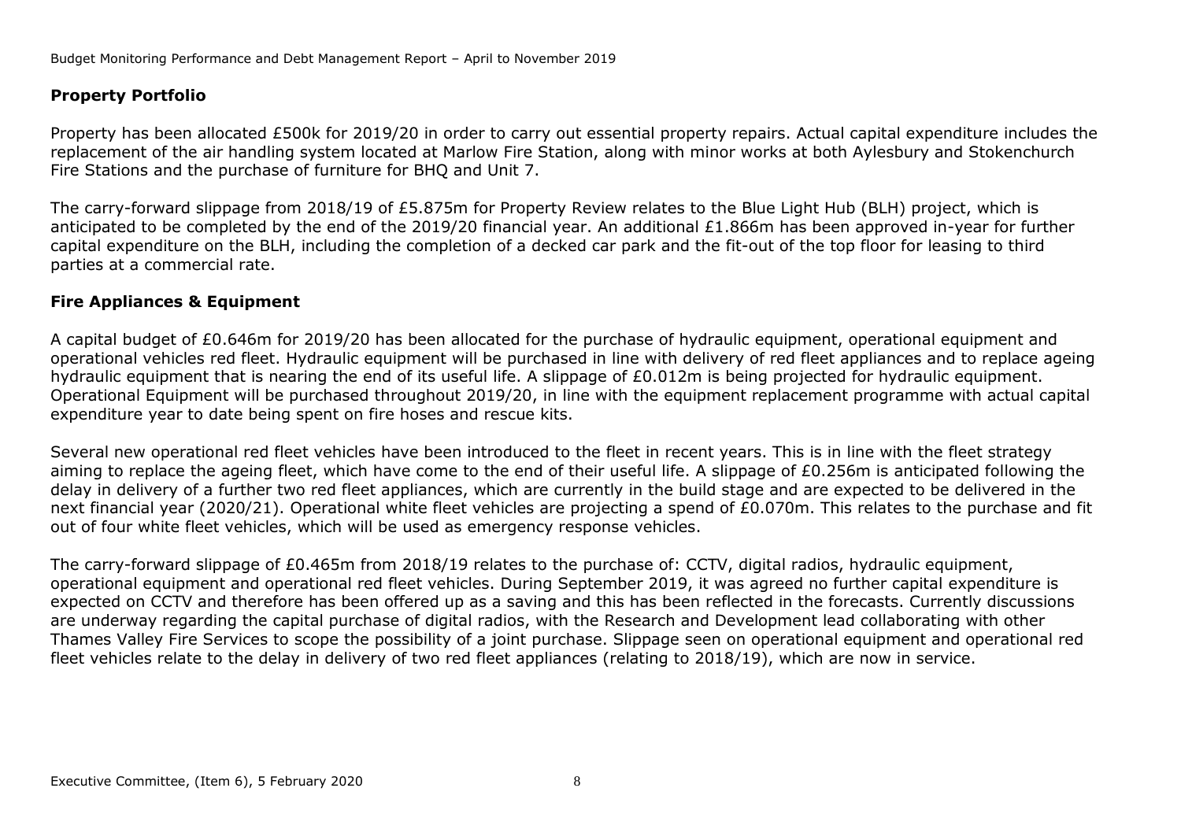### Property Portfolio

Property has been allocated £500k for 2019/20 in order to carry out essential property repairs. Actual capital expenditure includes the replacement of the air handling system located at Marlow Fire Station, along with minor works at both Aylesbury and Stokenchurch Fire Stations and the purchase of furniture for BHQ and Unit 7.

The carry-forward slippage from 2018/19 of £5.875m for Property Review relates to the Blue Light Hub (BLH) project, which is anticipated to be completed by the end of the 2019/20 financial year. An additional £1.866m has been approved in-year for further capital expenditure on the BLH, including the completion of a decked car park and the fit-out of the top floor for leasing to third parties at a commercial rate.

### Fire Appliances & Equipment

A capital budget of £0.646m for 2019/20 has been allocated for the purchase of hydraulic equipment, operational equipment and operational vehicles red fleet. Hydraulic equipment will be purchased in line with delivery of red fleet appliances and to replace ageing hydraulic equipment that is nearing the end of its useful life. A slippage of £0.012m is being projected for hydraulic equipment. Operational Equipment will be purchased throughout 2019/20, in line with the equipment replacement programme with actual capital expenditure year to date being spent on fire hoses and rescue kits.

Several new operational red fleet vehicles have been introduced to the fleet in recent years. This is in line with the fleet strategy aiming to replace the ageing fleet, which have come to the end of their useful life. A slippage of £0.256m is anticipated following the delay in delivery of a further two red fleet appliances, which are currently in the build stage and are expected to be delivered in the next financial year (2020/21). Operational white fleet vehicles are projecting a spend of £0.070m. This relates to the purchase and fit out of four white fleet vehicles, which will be used as emergency response vehicles.

The carry-forward slippage of £0.465m from 2018/19 relates to the purchase of: CCTV, digital radios, hydraulic equipment, operational equipment and operational red fleet vehicles. During September 2019, it was agreed no further capital expenditure is expected on CCTV and therefore has been offered up as a saving and this has been reflected in the forecasts. Currently discussions are underway regarding the capital purchase of digital radios, with the Research and Development lead collaborating with other Thames Valley Fire Services to scope the possibility of a joint purchase. Slippage seen on operational equipment and operational red fleet vehicles relate to the delay in delivery of two red fleet appliances (relating to 2018/19), which are now in service.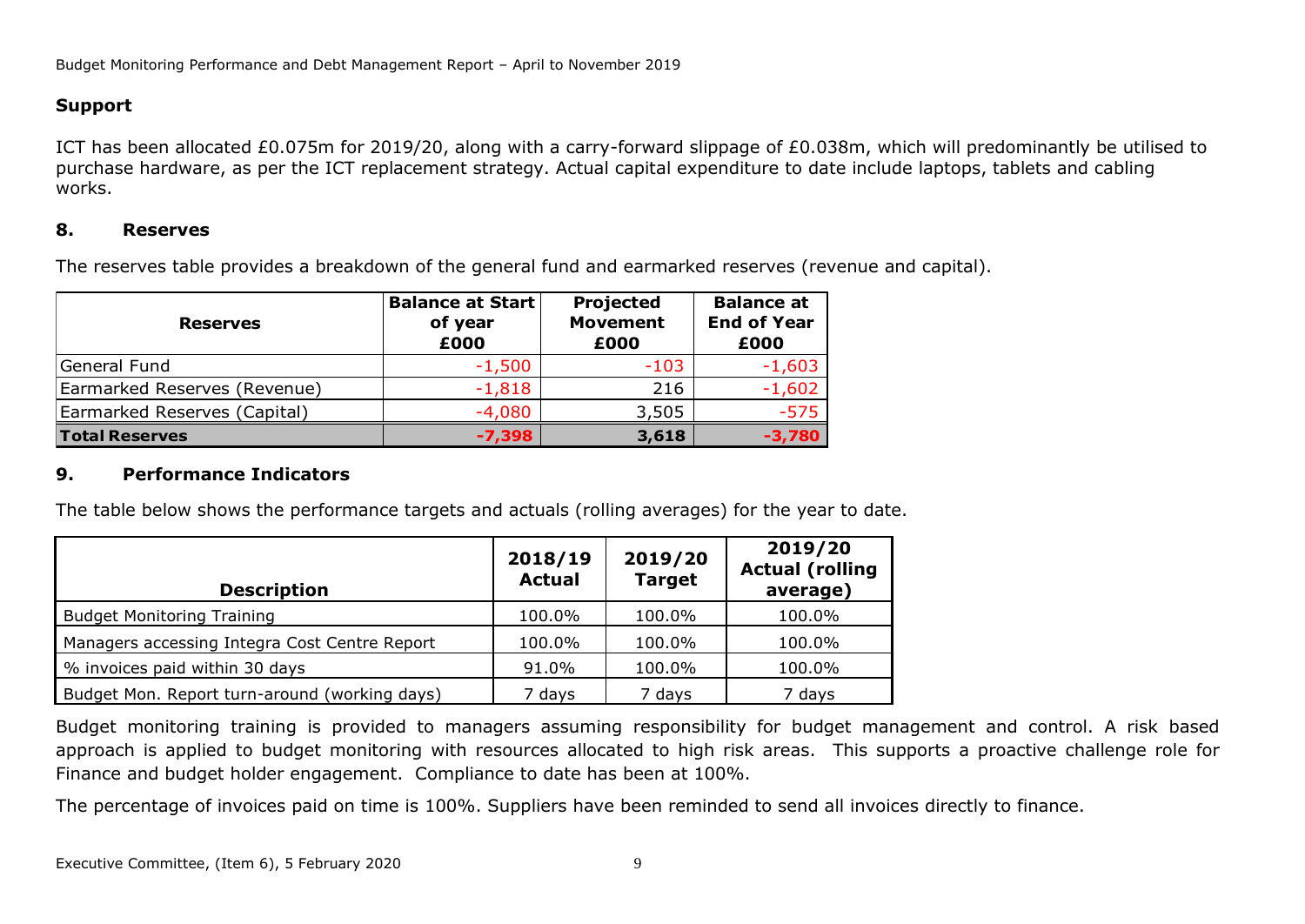**Support**

ICT has been allocated £0.075m for 2019/20, along with a carry-forward slippage of £0.038m, which will predominantly be utilised to purchase hardware, as per the ICT replacement strategy. Actual capital expenditure to date include laptops, tablets and cabling works.

## 8. Reserves

The reserves table provides a breakdown of the general fund and earmarked reserves (revenue and capital).

| Reserves | Balance at Start of year £000 | Projected Movement £000 | Balance at End of Year £000 |
|---|---|---|---|
| General Fund | -1,500 | -103 | -1,603 |
| Earmarked Reserves (Revenue) | -1,818 | 216 | -1,602 |
| Earmarked Reserves (Capital) | -4,080 | 3,505 | -575 |
| **Total Reserves** | **-7,398** | **3,618** | **-3,780** |

## 9. Performance Indicators

The table below shows the performance targets and actuals (rolling averages) for the year to date.

| Description | 2018/19 Actual | 2019/20 Target | 2019/20 Actual (rolling average) |
|---|---|---|---|
| Budget Monitoring Training | 100.0% | 100.0% | 100.0% |
| Managers accessing Integra Cost Centre Report | 100.0% | 100.0% | 100.0% |
| % invoices paid within 30 days | 91.0% | 100.0% | 100.0% |
| Budget Mon. Report turn-around (working days) | 7 days | 7 days | 7 days |

Budget monitoring training is provided to managers assuming responsibility for budget management and control. A risk based approach is applied to budget monitoring with resources allocated to high risk areas. This supports a proactive challenge role for Finance and budget holder engagement. Compliance to date has been at 100%.

The percentage of invoices paid on time is 100%. Suppliers have been reminded to send all invoices directly to finance.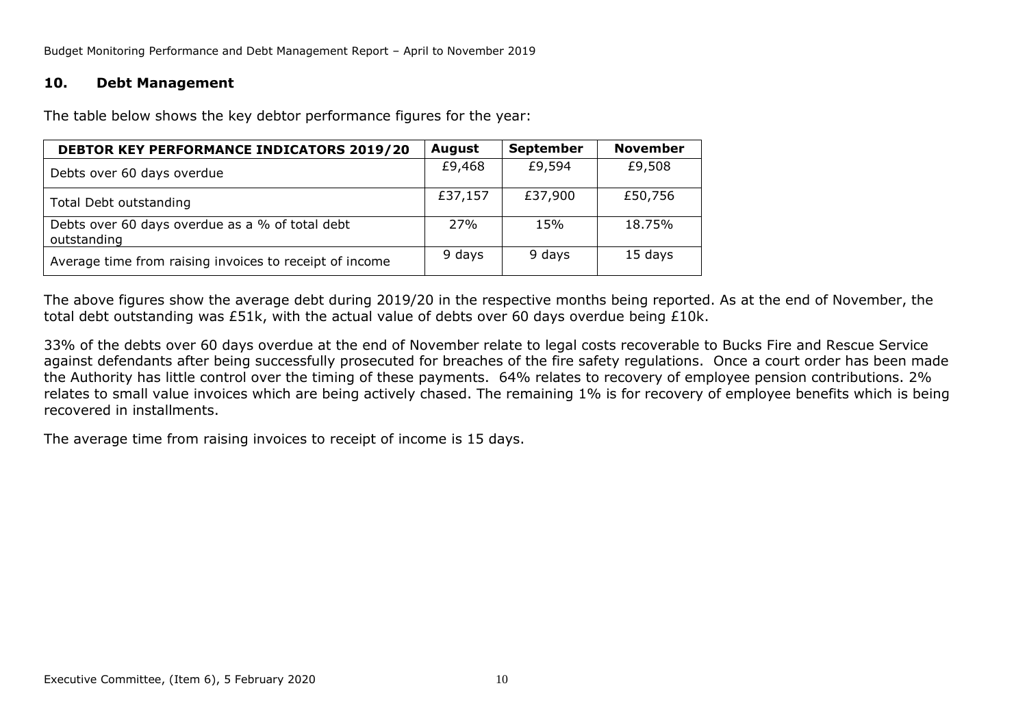## 10. Debt Management

The table below shows the key debtor performance figures for the year:

| DEBTOR KEY PERFORMANCE INDICATORS 2019/20 | August | September | November |
|---|---|---|---|
| Debts over 60 days overdue | £9,468 | £9,594 | £9,508 |
| Total Debt outstanding | £37,157 | £37,900 | £50,756 |
| Debts over 60 days overdue as a % of total debt outstanding | 27% | 15% | 18.75% |
| Average time from raising invoices to receipt of income | 9 days | 9 days | 15 days |

The above figures show the average debt during 2019/20 in the respective months being reported. As at the end of November, the total debt outstanding was £51k, with the actual value of debts over 60 days overdue being £10k.

33% of the debts over 60 days overdue at the end of November relate to legal costs recoverable to Bucks Fire and Rescue Service against defendants after being successfully prosecuted for breaches of the fire safety regulations. Once a court order has been made the Authority has little control over the timing of these payments. 64% relates to recovery of employee pension contributions. 2% relates to small value invoices which are being actively chased. The remaining 1% is for recovery of employee benefits which is being recovered in installments.

The average time from raising invoices to receipt of income is 15 days.